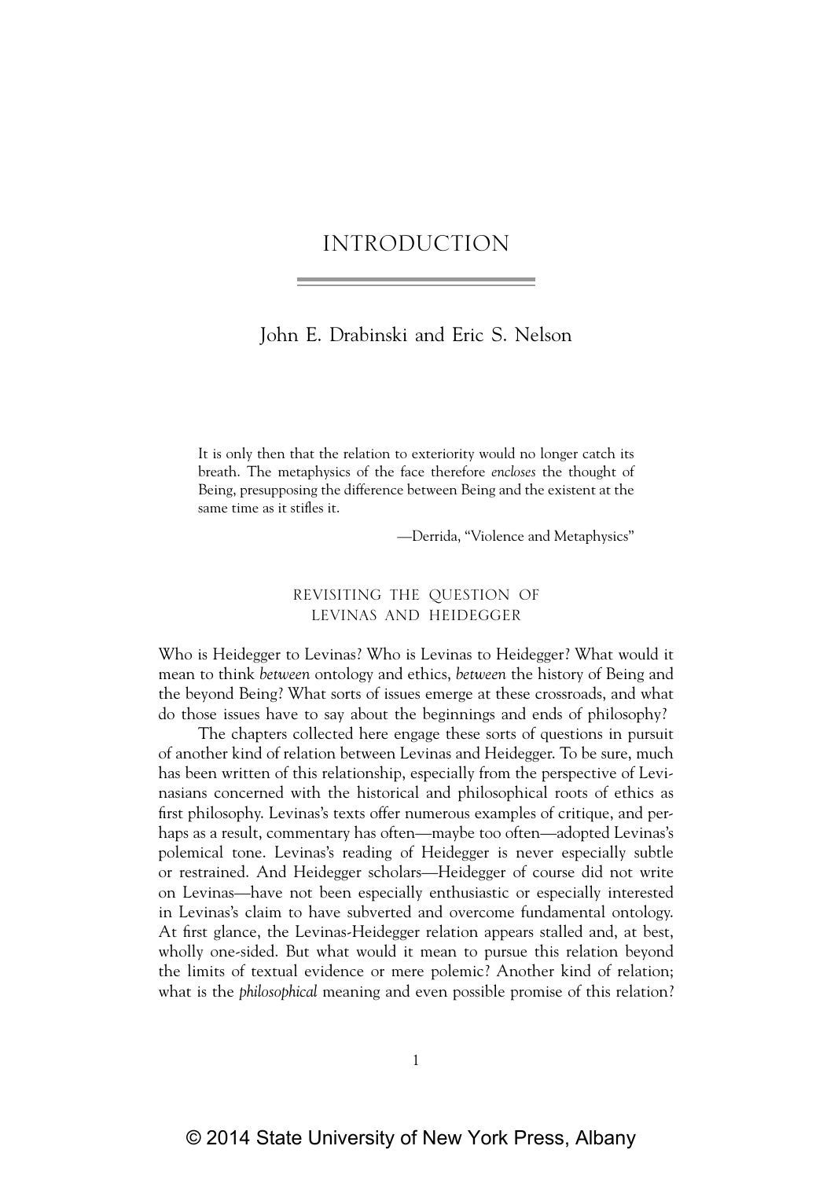# INTRODUCTION

John E. Drabinski and Eric S. Nelson

> It is only then that the relation to exteriority would no longer catch its breath. The metaphysics of the face therefore *encloses* the thought of Being, presupposing the difference between Being and the existent at the same time as it stifles it.
>
> —Derrida, "Violence and Metaphysics"

## REVISITING THE QUESTION OF LEVINAS AND HEIDEGGER

Who is Heidegger to Levinas? Who is Levinas to Heidegger? What would it mean to think *between* ontology and ethics, *between* the history of Being and the beyond Being? What sorts of issues emerge at these crossroads, and what do those issues have to say about the beginnings and ends of philosophy?

The chapters collected here engage these sorts of questions in pursuit of another kind of relation between Levinas and Heidegger. To be sure, much has been written of this relationship, especially from the perspective of Levinasians concerned with the historical and philosophical roots of ethics as first philosophy. Levinas's texts offer numerous examples of critique, and perhaps as a result, commentary has often—maybe too often—adopted Levinas's polemical tone. Levinas's reading of Heidegger is never especially subtle or restrained. And Heidegger scholars—Heidegger of course did not write on Levinas—have not been especially enthusiastic or especially interested in Levinas's claim to have subverted and overcome fundamental ontology. At first glance, the Levinas-Heidegger relation appears stalled and, at best, wholly one-sided. But what would it mean to pursue this relation beyond the limits of textual evidence or mere polemic? Another kind of relation; what is the *philosophical* meaning and even possible promise of this relation?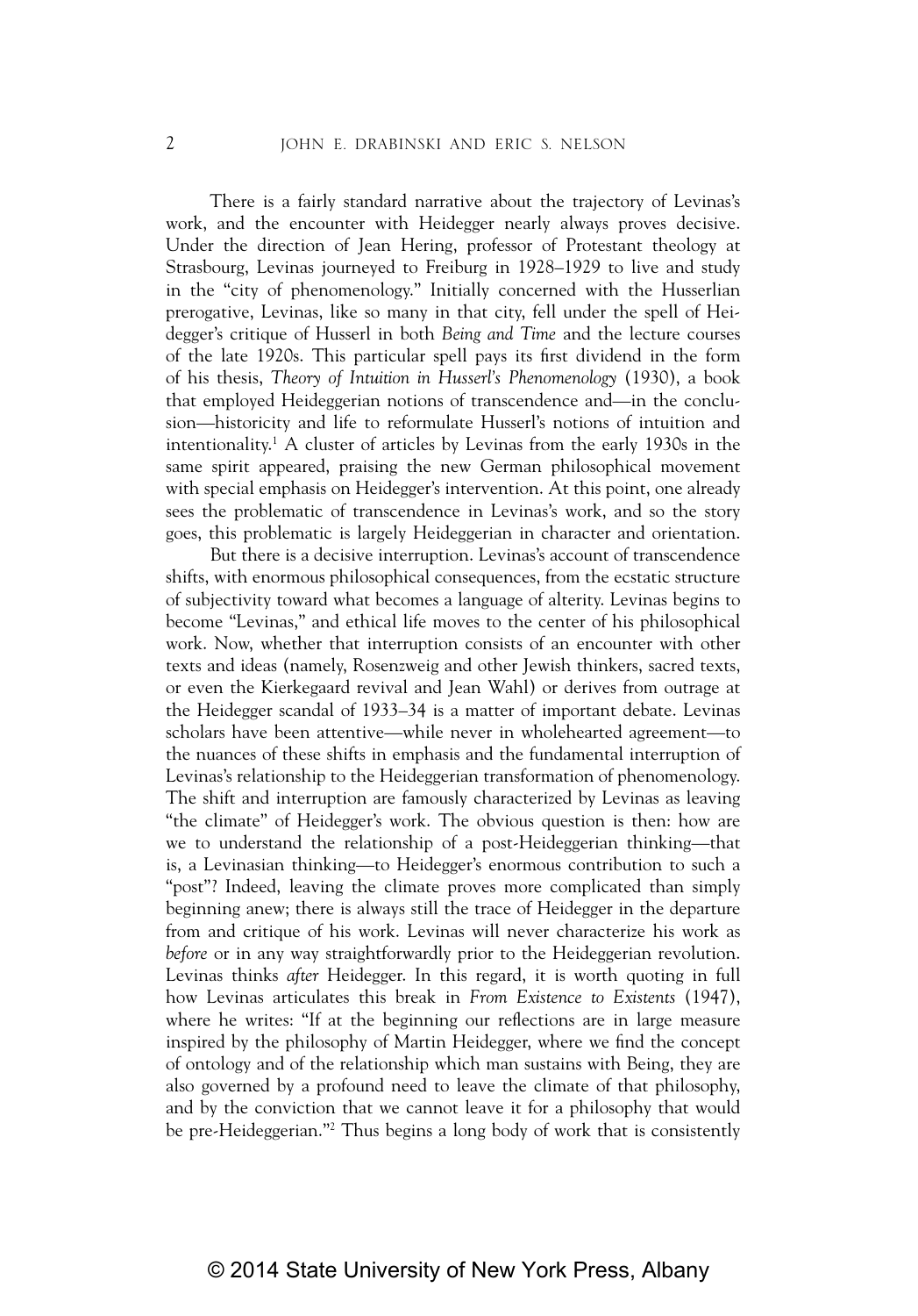There is a fairly standard narrative about the trajectory of Levinas's work, and the encounter with Heidegger nearly always proves decisive. Under the direction of Jean Hering, professor of Protestant theology at Strasbourg, Levinas journeyed to Freiburg in 1928–1929 to live and study in the "city of phenomenology." Initially concerned with the Husserlian prerogative, Levinas, like so many in that city, fell under the spell of Heidegger's critique of Husserl in both *Being and Time* and the lecture courses of the late 1920s. This particular spell pays its first dividend in the form of his thesis, *Theory of Intuition in Husserl's Phenomenology* (1930), a book that employed Heideggerian notions of transcendence and—in the conclusion—historicity and life to reformulate Husserl's notions of intuition and intentionality.[1] A cluster of articles by Levinas from the early 1930s in the same spirit appeared, praising the new German philosophical movement with special emphasis on Heidegger's intervention. At this point, one already sees the problematic of transcendence in Levinas's work, and so the story goes, this problematic is largely Heideggerian in character and orientation.

But there is a decisive interruption. Levinas's account of transcendence shifts, with enormous philosophical consequences, from the ecstatic structure of subjectivity toward what becomes a language of alterity. Levinas begins to become "Levinas," and ethical life moves to the center of his philosophical work. Now, whether that interruption consists of an encounter with other texts and ideas (namely, Rosenzweig and other Jewish thinkers, sacred texts, or even the Kierkegaard revival and Jean Wahl) or derives from outrage at the Heidegger scandal of 1933–34 is a matter of important debate. Levinas scholars have been attentive—while never in wholehearted agreement—to the nuances of these shifts in emphasis and the fundamental interruption of Levinas's relationship to the Heideggerian transformation of phenomenology. The shift and interruption are famously characterized by Levinas as leaving "the climate" of Heidegger's work. The obvious question is then: how are we to understand the relationship of a post-Heideggerian thinking—that is, a Levinasian thinking—to Heidegger's enormous contribution to such a "post"? Indeed, leaving the climate proves more complicated than simply beginning anew; there is always still the trace of Heidegger in the departure from and critique of his work. Levinas will never characterize his work as *before* or in any way straightforwardly prior to the Heideggerian revolution. Levinas thinks *after* Heidegger. In this regard, it is worth quoting in full how Levinas articulates this break in *From Existence to Existents* (1947), where he writes: "If at the beginning our reflections are in large measure inspired by the philosophy of Martin Heidegger, where we find the concept of ontology and of the relationship which man sustains with Being, they are also governed by a profound need to leave the climate of that philosophy, and by the conviction that we cannot leave it for a philosophy that would be pre-Heideggerian."[2] Thus begins a long body of work that is consistently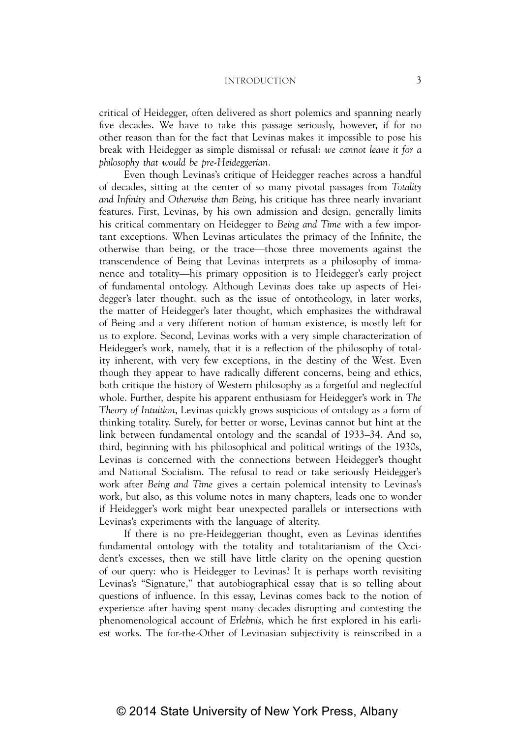critical of Heidegger, often delivered as short polemics and spanning nearly five decades. We have to take this passage seriously, however, if for no other reason than for the fact that Levinas makes it impossible to pose his break with Heidegger as simple dismissal or refusal: *we cannot leave it for a philosophy that would be pre-Heideggerian*.

Even though Levinas's critique of Heidegger reaches across a handful of decades, sitting at the center of so many pivotal passages from *Totality and Infinity* and *Otherwise than Being*, his critique has three nearly invariant features. First, Levinas, by his own admission and design, generally limits his critical commentary on Heidegger to *Being and Time* with a few important exceptions. When Levinas articulates the primacy of the Infinite, the otherwise than being, or the trace—those three movements against the transcendence of Being that Levinas interprets as a philosophy of immanence and totality—his primary opposition is to Heidegger's early project of fundamental ontology. Although Levinas does take up aspects of Heidegger's later thought, such as the issue of ontotheology, in later works, the matter of Heidegger's later thought, which emphasizes the withdrawal of Being and a very different notion of human existence, is mostly left for us to explore. Second, Levinas works with a very simple characterization of Heidegger's work, namely, that it is a reflection of the philosophy of totality inherent, with very few exceptions, in the destiny of the West. Even though they appear to have radically different concerns, being and ethics, both critique the history of Western philosophy as a forgetful and neglectful whole. Further, despite his apparent enthusiasm for Heidegger's work in *The Theory of Intuition*, Levinas quickly grows suspicious of ontology as a form of thinking totality. Surely, for better or worse, Levinas cannot but hint at the link between fundamental ontology and the scandal of 1933–34. And so, third, beginning with his philosophical and political writings of the 1930s, Levinas is concerned with the connections between Heidegger's thought and National Socialism. The refusal to read or take seriously Heidegger's work after *Being and Time* gives a certain polemical intensity to Levinas's work, but also, as this volume notes in many chapters, leads one to wonder if Heidegger's work might bear unexpected parallels or intersections with Levinas's experiments with the language of alterity.

If there is no pre-Heideggerian thought, even as Levinas identifies fundamental ontology with the totality and totalitarianism of the Occident's excesses, then we still have little clarity on the opening question of our query: who is Heidegger to Levinas? It is perhaps worth revisiting Levinas's "Signature," that autobiographical essay that is so telling about questions of influence. In this essay, Levinas comes back to the notion of experience after having spent many decades disrupting and contesting the phenomenological account of *Erlebnis*, which he first explored in his earliest works. The for-the-Other of Levinasian subjectivity is reinscribed in a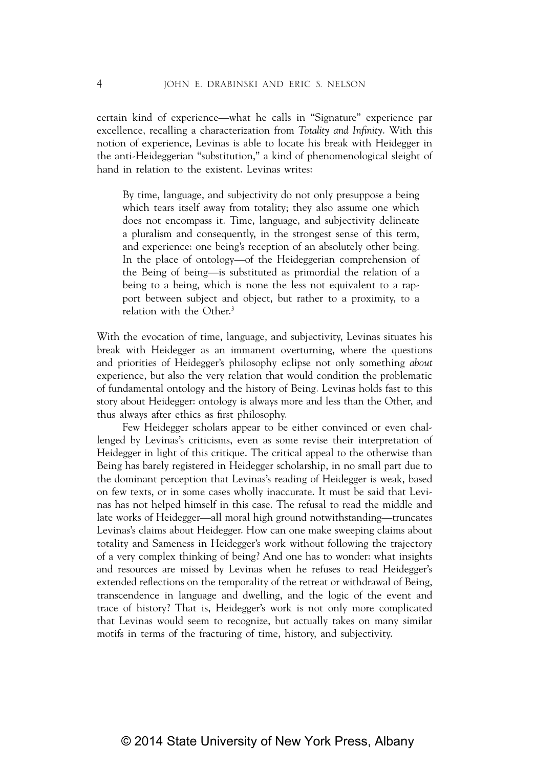certain kind of experience—what he calls in "Signature" experience par excellence, recalling a characterization from *Totality and Infinity*. With this notion of experience, Levinas is able to locate his break with Heidegger in the anti-Heideggerian "substitution," a kind of phenomenological sleight of hand in relation to the existent. Levinas writes:

> By time, language, and subjectivity do not only presuppose a being which tears itself away from totality; they also assume one which does not encompass it. Time, language, and subjectivity delineate a pluralism and consequently, in the strongest sense of this term, and experience: one being's reception of an absolutely other being. In the place of ontology—of the Heideggerian comprehension of the Being of being—is substituted as primordial the relation of a being to a being, which is none the less not equivalent to a rapport between subject and object, but rather to a proximity, to a relation with the Other.[3]

With the evocation of time, language, and subjectivity, Levinas situates his break with Heidegger as an immanent overturning, where the questions and priorities of Heidegger's philosophy eclipse not only something *about* experience, but also the very relation that would condition the problematic of fundamental ontology and the history of Being. Levinas holds fast to this story about Heidegger: ontology is always more and less than the Other, and thus always after ethics as first philosophy.

Few Heidegger scholars appear to be either convinced or even challenged by Levinas's criticisms, even as some revise their interpretation of Heidegger in light of this critique. The critical appeal to the otherwise than Being has barely registered in Heidegger scholarship, in no small part due to the dominant perception that Levinas's reading of Heidegger is weak, based on few texts, or in some cases wholly inaccurate. It must be said that Levinas has not helped himself in this case. The refusal to read the middle and late works of Heidegger—all moral high ground notwithstanding—truncates Levinas's claims about Heidegger. How can one make sweeping claims about totality and Sameness in Heidegger's work without following the trajectory of a very complex thinking of being? And one has to wonder: what insights and resources are missed by Levinas when he refuses to read Heidegger's extended reflections on the temporality of the retreat or withdrawal of Being, transcendence in language and dwelling, and the logic of the event and trace of history? That is, Heidegger's work is not only more complicated that Levinas would seem to recognize, but actually takes on many similar motifs in terms of the fracturing of time, history, and subjectivity.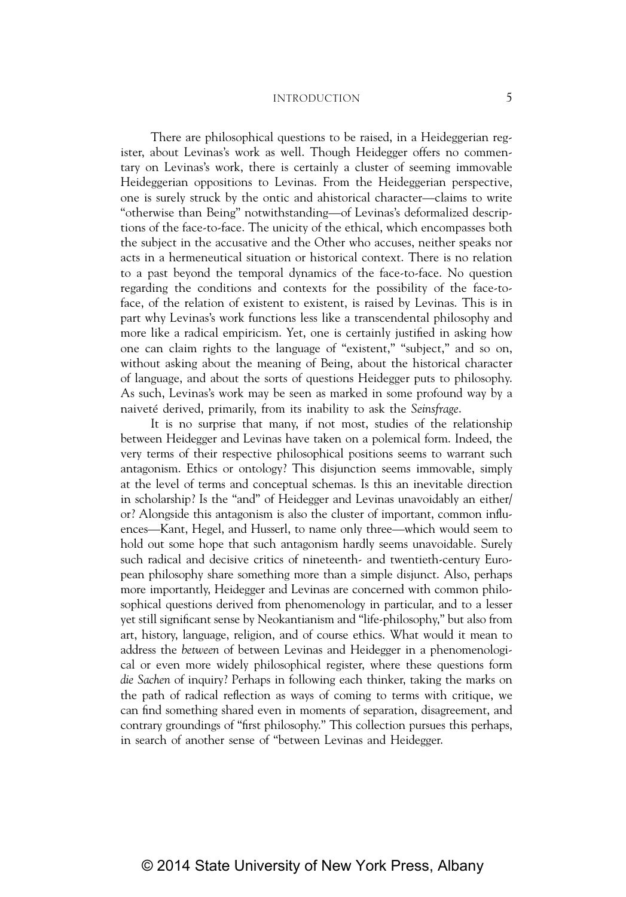There are philosophical questions to be raised, in a Heideggerian register, about Levinas's work as well. Though Heidegger offers no commentary on Levinas's work, there is certainly a cluster of seeming immovable Heideggerian oppositions to Levinas. From the Heideggerian perspective, one is surely struck by the ontic and ahistorical character—claims to write "otherwise than Being" notwithstanding—of Levinas's deformalized descriptions of the face-to-face. The unicity of the ethical, which encompasses both the subject in the accusative and the Other who accuses, neither speaks nor acts in a hermeneutical situation or historical context. There is no relation to a past beyond the temporal dynamics of the face-to-face. No question regarding the conditions and contexts for the possibility of the face-to-face, of the relation of existent to existent, is raised by Levinas. This is in part why Levinas's work functions less like a transcendental philosophy and more like a radical empiricism. Yet, one is certainly justified in asking how one can claim rights to the language of "existent," "subject," and so on, without asking about the meaning of Being, about the historical character of language, and about the sorts of questions Heidegger puts to philosophy. As such, Levinas's work may be seen as marked in some profound way by a naiveté derived, primarily, from its inability to ask the *Seinsfrage*.

It is no surprise that many, if not most, studies of the relationship between Heidegger and Levinas have taken on a polemical form. Indeed, the very terms of their respective philosophical positions seems to warrant such antagonism. Ethics or ontology? This disjunction seems immovable, simply at the level of terms and conceptual schemas. Is this an inevitable direction in scholarship? Is the "and" of Heidegger and Levinas unavoidably an either/or? Alongside this antagonism is also the cluster of important, common influences—Kant, Hegel, and Husserl, to name only three—which would seem to hold out some hope that such antagonism hardly seems unavoidable. Surely such radical and decisive critics of nineteenth- and twentieth-century European philosophy share something more than a simple disjunct. Also, perhaps more importantly, Heidegger and Levinas are concerned with common philosophical questions derived from phenomenology in particular, and to a lesser yet still significant sense by Neokantianism and "life-philosophy," but also from art, history, language, religion, and of course ethics. What would it mean to address the *between* of between Levinas and Heidegger in a phenomenological or even more widely philosophical register, where these questions form *die Sachen* of inquiry? Perhaps in following each thinker, taking the marks on the path of radical reflection as ways of coming to terms with critique, we can find something shared even in moments of separation, disagreement, and contrary groundings of "first philosophy." This collection pursues this perhaps, in search of another sense of "between Levinas and Heidegger.

© 2014 State University of New York Press, Albany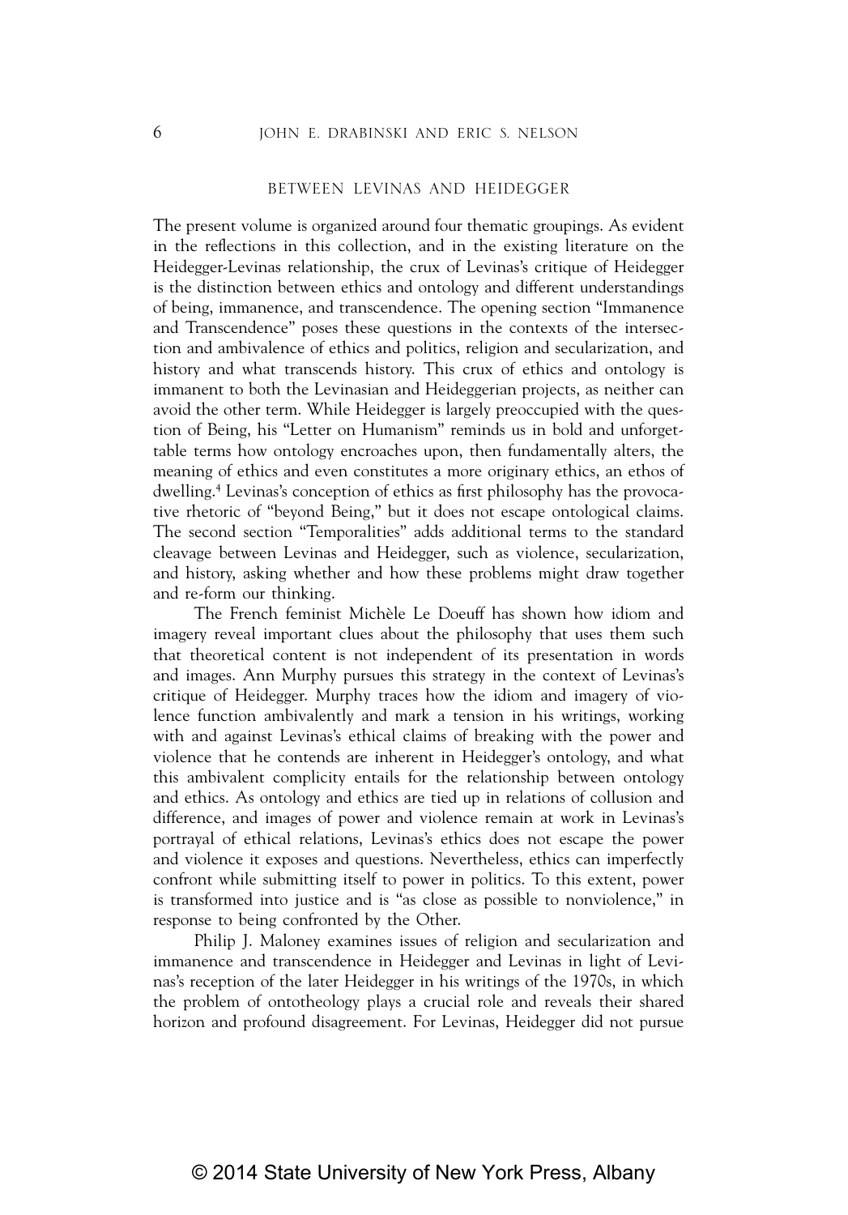## BETWEEN LEVINAS AND HEIDEGGER

The present volume is organized around four thematic groupings. As evident in the reflections in this collection, and in the existing literature on the Heidegger-Levinas relationship, the crux of Levinas's critique of Heidegger is the distinction between ethics and ontology and different understandings of being, immanence, and transcendence. The opening section "Immanence and Transcendence" poses these questions in the contexts of the intersection and ambivalence of ethics and politics, religion and secularization, and history and what transcends history. This crux of ethics and ontology is immanent to both the Levinasian and Heideggerian projects, as neither can avoid the other term. While Heidegger is largely preoccupied with the question of Being, his "Letter on Humanism" reminds us in bold and unforgettable terms how ontology encroaches upon, then fundamentally alters, the meaning of ethics and even constitutes a more originary ethics, an ethos of dwelling.[4] Levinas's conception of ethics as first philosophy has the provocative rhetoric of "beyond Being," but it does not escape ontological claims. The second section "Temporalities" adds additional terms to the standard cleavage between Levinas and Heidegger, such as violence, secularization, and history, asking whether and how these problems might draw together and re-form our thinking.

The French feminist Michèle Le Doeuff has shown how idiom and imagery reveal important clues about the philosophy that uses them such that theoretical content is not independent of its presentation in words and images. Ann Murphy pursues this strategy in the context of Levinas's critique of Heidegger. Murphy traces how the idiom and imagery of violence function ambivalently and mark a tension in his writings, working with and against Levinas's ethical claims of breaking with the power and violence that he contends are inherent in Heidegger's ontology, and what this ambivalent complicity entails for the relationship between ontology and ethics. As ontology and ethics are tied up in relations of collusion and difference, and images of power and violence remain at work in Levinas's portrayal of ethical relations, Levinas's ethics does not escape the power and violence it exposes and questions. Nevertheless, ethics can imperfectly confront while submitting itself to power in politics. To this extent, power is transformed into justice and is "as close as possible to nonviolence," in response to being confronted by the Other.

Philip J. Maloney examines issues of religion and secularization and immanence and transcendence in Heidegger and Levinas in light of Levinas's reception of the later Heidegger in his writings of the 1970s, in which the problem of ontotheology plays a crucial role and reveals their shared horizon and profound disagreement. For Levinas, Heidegger did not pursue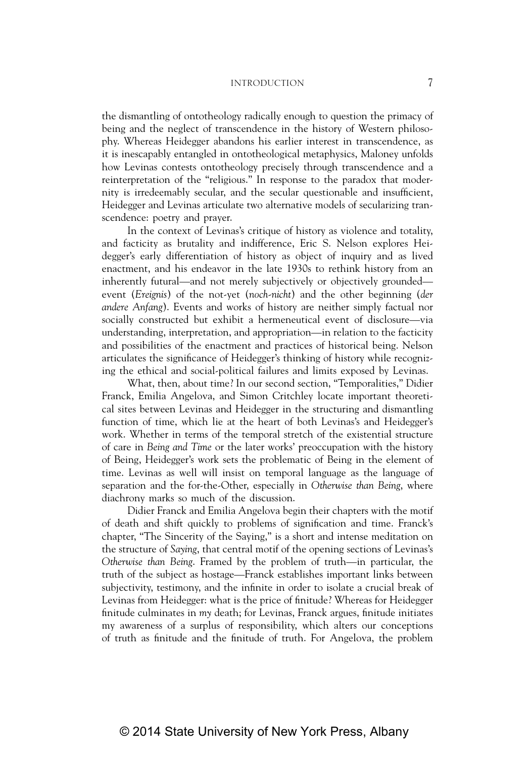the dismantling of ontotheology radically enough to question the primacy of being and the neglect of transcendence in the history of Western philosophy. Whereas Heidegger abandons his earlier interest in transcendence, as it is inescapably entangled in ontotheological metaphysics, Maloney unfolds how Levinas contests ontotheology precisely through transcendence and a reinterpretation of the "religious." In response to the paradox that modernity is irredeemably secular, and the secular questionable and insufficient, Heidegger and Levinas articulate two alternative models of secularizing transcendence: poetry and prayer.

In the context of Levinas's critique of history as violence and totality, and facticity as brutality and indifference, Eric S. Nelson explores Heidegger's early differentiation of history as object of inquiry and as lived enactment, and his endeavor in the late 1930s to rethink history from an inherently futural—and not merely subjectively or objectively grounded—event (*Ereignis*) of the not-yet (*noch-nicht*) and the other beginning (*der andere Anfang*). Events and works of history are neither simply factual nor socially constructed but exhibit a hermeneutical event of disclosure—via understanding, interpretation, and appropriation—in relation to the facticity and possibilities of the enactment and practices of historical being. Nelson articulates the significance of Heidegger's thinking of history while recognizing the ethical and social-political failures and limits exposed by Levinas.

What, then, about time? In our second section, "Temporalities," Didier Franck, Emilia Angelova, and Simon Critchley locate important theoretical sites between Levinas and Heidegger in the structuring and dismantling function of time, which lie at the heart of both Levinas's and Heidegger's work. Whether in terms of the temporal stretch of the existential structure of care in *Being and Time* or the later works' preoccupation with the history of Being, Heidegger's work sets the problematic of Being in the element of time. Levinas as well will insist on temporal language as the language of separation and the for-the-Other, especially in *Otherwise than Being*, where diachrony marks so much of the discussion.

Didier Franck and Emilia Angelova begin their chapters with the motif of death and shift quickly to problems of signification and time. Franck's chapter, "The Sincerity of the Saying," is a short and intense meditation on the structure of *Saying*, that central motif of the opening sections of Levinas's *Otherwise than Being*. Framed by the problem of truth—in particular, the truth of the subject as hostage—Franck establishes important links between subjectivity, testimony, and the infinite in order to isolate a crucial break of Levinas from Heidegger: what is the price of finitude? Whereas for Heidegger finitude culminates in *my* death; for Levinas, Franck argues, finitude initiates my awareness of a surplus of responsibility, which alters our conceptions of truth as finitude and the finitude of truth. For Angelova, the problem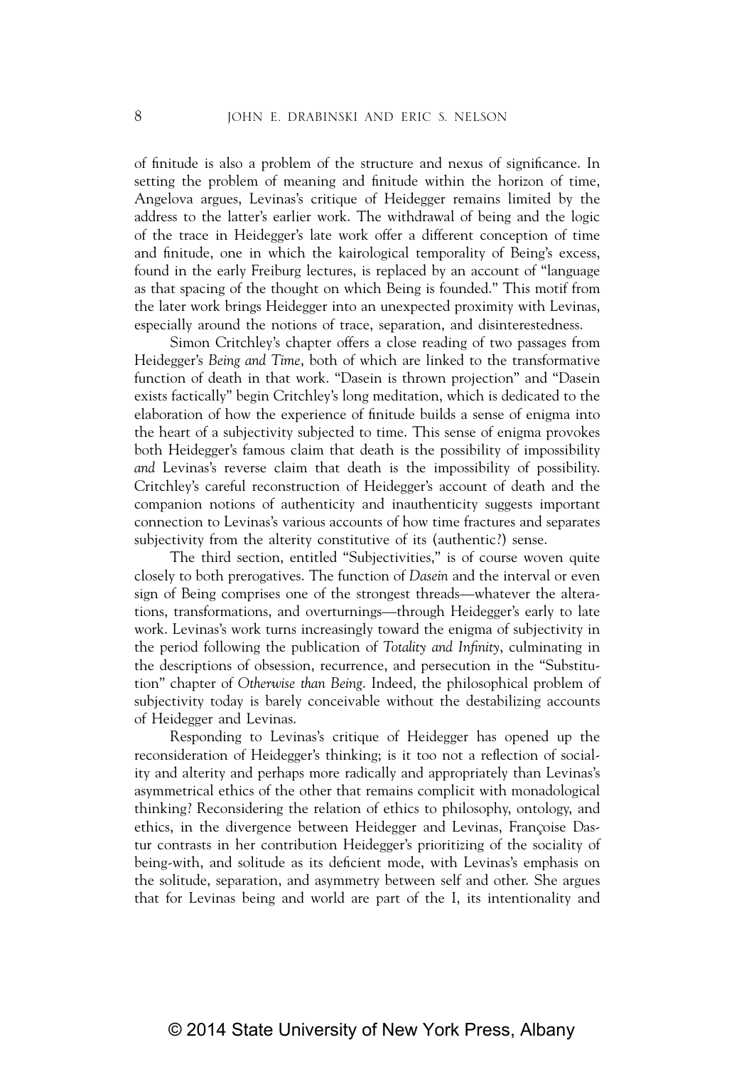of finitude is also a problem of the structure and nexus of significance. In setting the problem of meaning and finitude within the horizon of time, Angelova argues, Levinas's critique of Heidegger remains limited by the address to the latter's earlier work. The withdrawal of being and the logic of the trace in Heidegger's late work offer a different conception of time and finitude, one in which the kairological temporality of Being's excess, found in the early Freiburg lectures, is replaced by an account of "language as that spacing of the thought on which Being is founded." This motif from the later work brings Heidegger into an unexpected proximity with Levinas, especially around the notions of trace, separation, and disinterestedness.

Simon Critchley's chapter offers a close reading of two passages from Heidegger's *Being and Time*, both of which are linked to the transformative function of death in that work. "Dasein is thrown projection" and "Dasein exists factically" begin Critchley's long meditation, which is dedicated to the elaboration of how the experience of finitude builds a sense of enigma into the heart of a subjectivity subjected to time. This sense of enigma provokes both Heidegger's famous claim that death is the possibility of impossibility *and* Levinas's reverse claim that death is the impossibility of possibility. Critchley's careful reconstruction of Heidegger's account of death and the companion notions of authenticity and inauthenticity suggests important connection to Levinas's various accounts of how time fractures and separates subjectivity from the alterity constitutive of its (authentic?) sense.

The third section, entitled "Subjectivities," is of course woven quite closely to both prerogatives. The function of *Dasein* and the interval or even sign of Being comprises one of the strongest threads—whatever the alterations, transformations, and overturnings—through Heidegger's early to late work. Levinas's work turns increasingly toward the enigma of subjectivity in the period following the publication of *Totality and Infinity*, culminating in the descriptions of obsession, recurrence, and persecution in the "Substitution" chapter of *Otherwise than Being*. Indeed, the philosophical problem of subjectivity today is barely conceivable without the destabilizing accounts of Heidegger and Levinas.

Responding to Levinas's critique of Heidegger has opened up the reconsideration of Heidegger's thinking; is it too not a reflection of sociality and alterity and perhaps more radically and appropriately than Levinas's asymmetrical ethics of the other that remains complicit with monadological thinking? Reconsidering the relation of ethics to philosophy, ontology, and ethics, in the divergence between Heidegger and Levinas, Françoise Dastur contrasts in her contribution Heidegger's prioritizing of the sociality of being-with, and solitude as its deficient mode, with Levinas's emphasis on the solitude, separation, and asymmetry between self and other. She argues that for Levinas being and world are part of the I, its intentionality and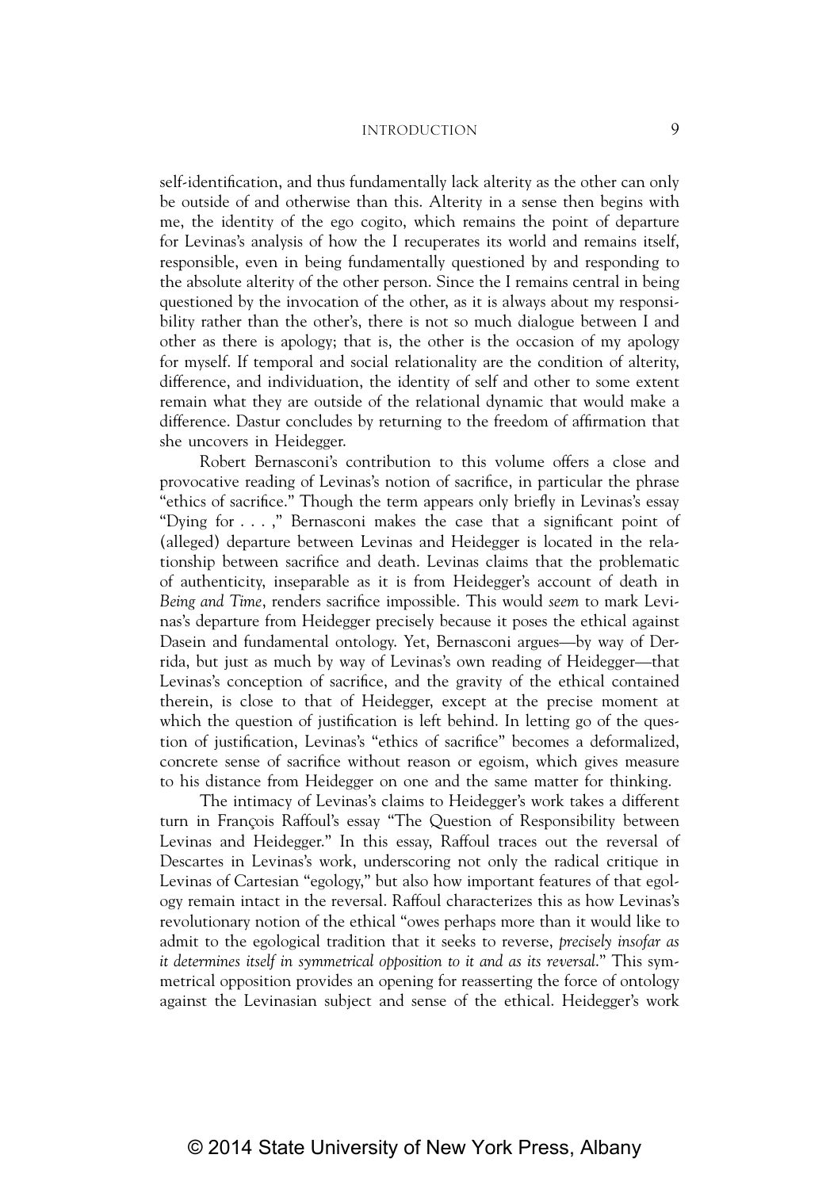self-identification, and thus fundamentally lack alterity as the other can only be outside of and otherwise than this. Alterity in a sense then begins with me, the identity of the ego cogito, which remains the point of departure for Levinas's analysis of how the I recuperates its world and remains itself, responsible, even in being fundamentally questioned by and responding to the absolute alterity of the other person. Since the I remains central in being questioned by the invocation of the other, as it is always about my responsibility rather than the other's, there is not so much dialogue between I and other as there is apology; that is, the other is the occasion of my apology for myself. If temporal and social relationality are the condition of alterity, difference, and individuation, the identity of self and other to some extent remain what they are outside of the relational dynamic that would make a difference. Dastur concludes by returning to the freedom of affirmation that she uncovers in Heidegger.

Robert Bernasconi's contribution to this volume offers a close and provocative reading of Levinas's notion of sacrifice, in particular the phrase "ethics of sacrifice." Though the term appears only briefly in Levinas's essay "Dying for . . . ," Bernasconi makes the case that a significant point of (alleged) departure between Levinas and Heidegger is located in the relationship between sacrifice and death. Levinas claims that the problematic of authenticity, inseparable as it is from Heidegger's account of death in *Being and Time*, renders sacrifice impossible. This would *seem* to mark Levinas's departure from Heidegger precisely because it poses the ethical against Dasein and fundamental ontology. Yet, Bernasconi argues—by way of Derrida, but just as much by way of Levinas's own reading of Heidegger—that Levinas's conception of sacrifice, and the gravity of the ethical contained therein, is close to that of Heidegger, except at the precise moment at which the question of justification is left behind. In letting go of the question of justification, Levinas's "ethics of sacrifice" becomes a deformalized, concrete sense of sacrifice without reason or egoism, which gives measure to his distance from Heidegger on one and the same matter for thinking.

The intimacy of Levinas's claims to Heidegger's work takes a different turn in François Raffoul's essay "The Question of Responsibility between Levinas and Heidegger." In this essay, Raffoul traces out the reversal of Descartes in Levinas's work, underscoring not only the radical critique in Levinas of Cartesian "egology," but also how important features of that egology remain intact in the reversal. Raffoul characterizes this as how Levinas's revolutionary notion of the ethical "owes perhaps more than it would like to admit to the egological tradition that it seeks to reverse, *precisely insofar as it determines itself in symmetrical opposition to it and as its reversal*." This symmetrical opposition provides an opening for reasserting the force of ontology against the Levinasian subject and sense of the ethical. Heidegger's work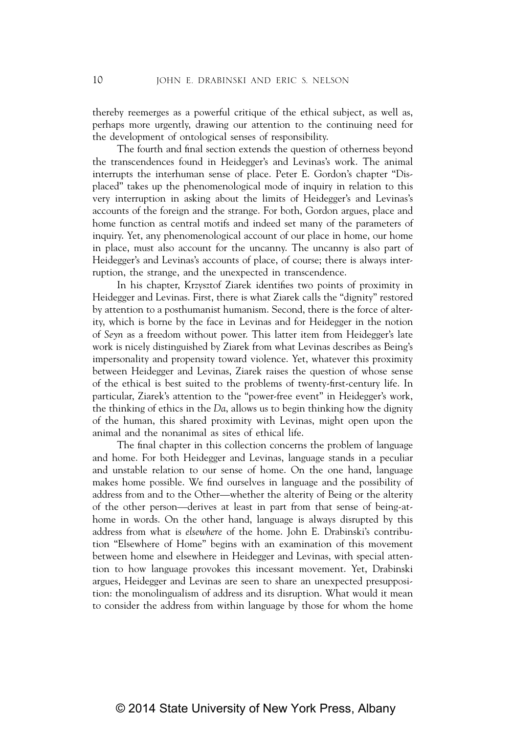thereby reemerges as a powerful critique of the ethical subject, as well as, perhaps more urgently, drawing our attention to the continuing need for the development of ontological senses of responsibility.

The fourth and final section extends the question of otherness beyond the transcendences found in Heidegger's and Levinas's work. The animal interrupts the interhuman sense of place. Peter E. Gordon's chapter "Displaced" takes up the phenomenological mode of inquiry in relation to this very interruption in asking about the limits of Heidegger's and Levinas's accounts of the foreign and the strange. For both, Gordon argues, place and home function as central motifs and indeed set many of the parameters of inquiry. Yet, any phenomenological account of our place in home, our home in place, must also account for the uncanny. The uncanny is also part of Heidegger's and Levinas's accounts of place, of course; there is always interruption, the strange, and the unexpected in transcendence.

In his chapter, Krzysztof Ziarek identifies two points of proximity in Heidegger and Levinas. First, there is what Ziarek calls the "dignity" restored by attention to a posthumanist humanism. Second, there is the force of alterity, which is borne by the face in Levinas and for Heidegger in the notion of *Seyn* as a freedom without power. This latter item from Heidegger's late work is nicely distinguished by Ziarek from what Levinas describes as Being's impersonality and propensity toward violence. Yet, whatever this proximity between Heidegger and Levinas, Ziarek raises the question of whose sense of the ethical is best suited to the problems of twenty-first-century life. In particular, Ziarek's attention to the "power-free event" in Heidegger's work, the thinking of ethics in the *Da*, allows us to begin thinking how the dignity of the human, this shared proximity with Levinas, might open upon the animal and the nonanimal as sites of ethical life.

The final chapter in this collection concerns the problem of language and home. For both Heidegger and Levinas, language stands in a peculiar and unstable relation to our sense of home. On the one hand, language makes home possible. We find ourselves in language and the possibility of address from and to the Other—whether the alterity of Being or the alterity of the other person—derives at least in part from that sense of being-at-home in words. On the other hand, language is always disrupted by this address from what is *elsewhere* of the home. John E. Drabinski's contribution "Elsewhere of Home" begins with an examination of this movement between home and elsewhere in Heidegger and Levinas, with special attention to how language provokes this incessant movement. Yet, Drabinski argues, Heidegger and Levinas are seen to share an unexpected presupposition: the monolingualism of address and its disruption. What would it mean to consider the address from within language by those for whom the home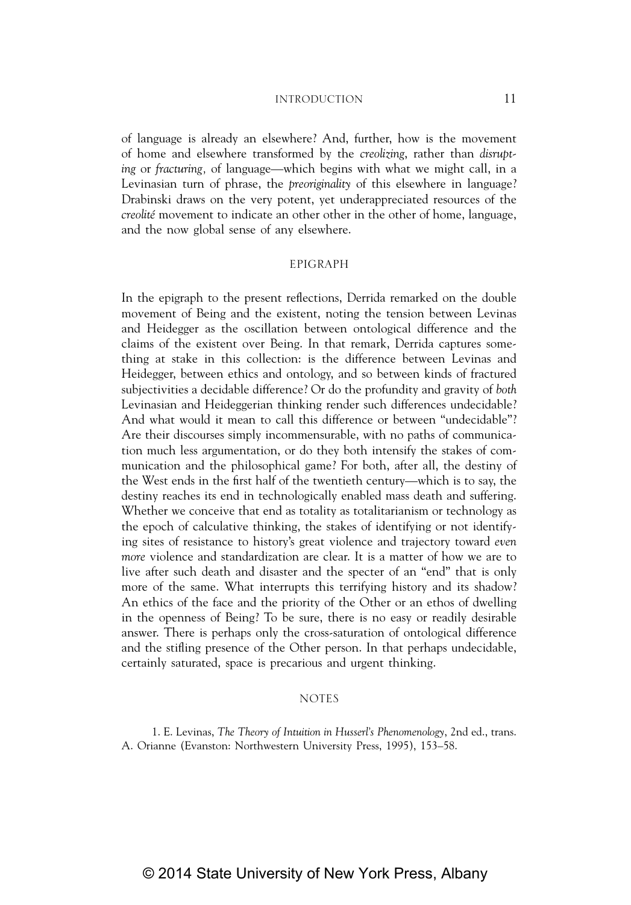of language is already an elsewhere? And, further, how is the movement of home and elsewhere transformed by the *creolizing*, rather than *disrupting* or *fracturing,* of language—which begins with what we might call, in a Levinasian turn of phrase, the *preoriginality* of this elsewhere in language? Drabinski draws on the very potent, yet underappreciated resources of the *creolité* movement to indicate an other other in the other of home, language, and the now global sense of any elsewhere.

## EPIGRAPH

In the epigraph to the present reflections, Derrida remarked on the double movement of Being and the existent, noting the tension between Levinas and Heidegger as the oscillation between ontological difference and the claims of the existent over Being. In that remark, Derrida captures something at stake in this collection: is the difference between Levinas and Heidegger, between ethics and ontology, and so between kinds of fractured subjectivities a decidable difference? Or do the profundity and gravity of *both* Levinasian and Heideggerian thinking render such differences undecidable? And what would it mean to call this difference or between "undecidable"? Are their discourses simply incommensurable, with no paths of communication much less argumentation, or do they both intensify the stakes of communication and the philosophical game? For both, after all, the destiny of the West ends in the first half of the twentieth century—which is to say, the destiny reaches its end in technologically enabled mass death and suffering. Whether we conceive that end as totality as totalitarianism or technology as the epoch of calculative thinking, the stakes of identifying or not identifying sites of resistance to history's great violence and trajectory toward *even more* violence and standardization are clear. It is a matter of how we are to live after such death and disaster and the specter of an "end" that is only more of the same. What interrupts this terrifying history and its shadow? An ethics of the face and the priority of the Other or an ethos of dwelling in the openness of Being? To be sure, there is no easy or readily desirable answer. There is perhaps only the cross-saturation of ontological difference and the stifling presence of the Other person. In that perhaps undecidable, certainly saturated, space is precarious and urgent thinking.

## NOTES

1. E. Levinas, *The Theory of Intuition in Husserl's Phenomenology*, 2nd ed., trans. A. Orianne (Evanston: Northwestern University Press, 1995), 153–58.

© 2014 State University of New York Press, Albany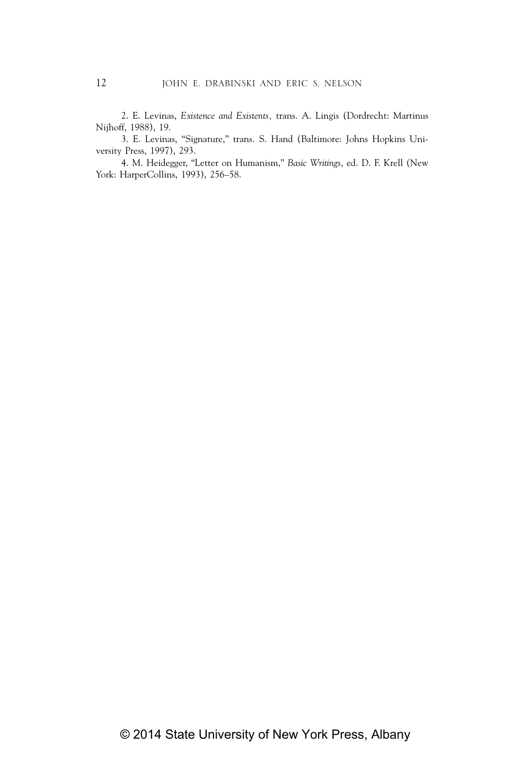2. E. Levinas, *Existence and Existents*, trans. A. Lingis (Dordrecht: Martinus Nijhoff, 1988), 19.

3. E. Levinas, "Signature," trans. S. Hand (Baltimore: Johns Hopkins University Press, 1997), 293.

4. M. Heidegger, "Letter on Humanism," *Basic Writings*, ed. D. F. Krell (New York: HarperCollins, 1993), 256–58.

© 2014 State University of New York Press, Albany